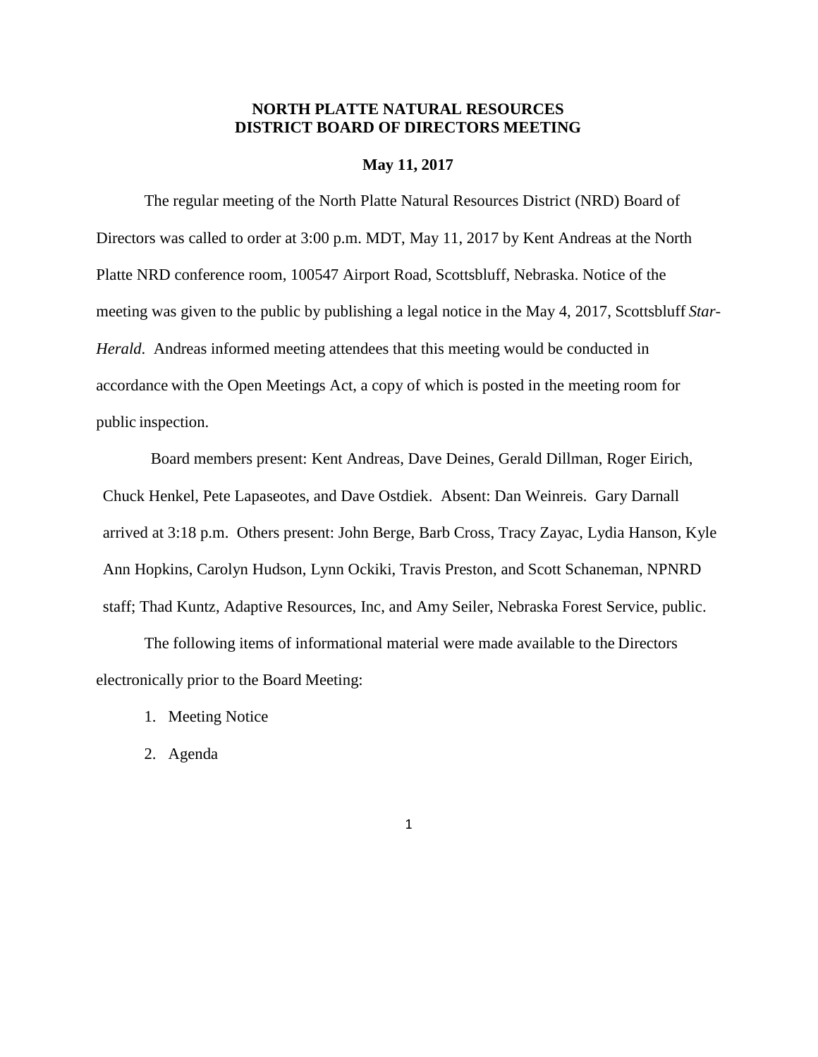# NORTH PLATTE NATURAL RESOURCES DISTRICT BOARD OF DIRECTORS MEETING

## May 11, 2017

The regular meeting of the North Platte Natural Resources District (NRD) Board of Directors was called to order at 3:00 p.m. MDT, May 11, 2017 by Kent Andreas at the North Platte NRD conference room, 100547 Airport Road, Scottsbluff, Nebraska. Notice of the meeting was given to the public by publishing a legal notice in the May 4, 2017, Scottsbluff *Star-Herald*. Andreas informed meeting attendees that this meeting would be conducted in accordance with the Open Meetings Act, a copy of which is posted in the meeting room for public inspection.

Board members present: Kent Andreas, Dave Deines, Gerald Dillman, Roger Eirich, Chuck Henkel, Pete Lapaseotes, and Dave Ostdiek. Absent: Dan Weinreis. Gary Darnall arrived at 3:18 p.m. Others present: John Berge, Barb Cross, Tracy Zayac, Lydia Hanson, Kyle Ann Hopkins, Carolyn Hudson, Lynn Ockiki, Travis Preston, and Scott Schaneman, NPNRD staff; Thad Kuntz, Adaptive Resources, Inc, and Amy Seiler, Nebraska Forest Service, public.

The following items of informational material were made available to the Directors electronically prior to the Board Meeting:

1. Meeting Notice
2. Agenda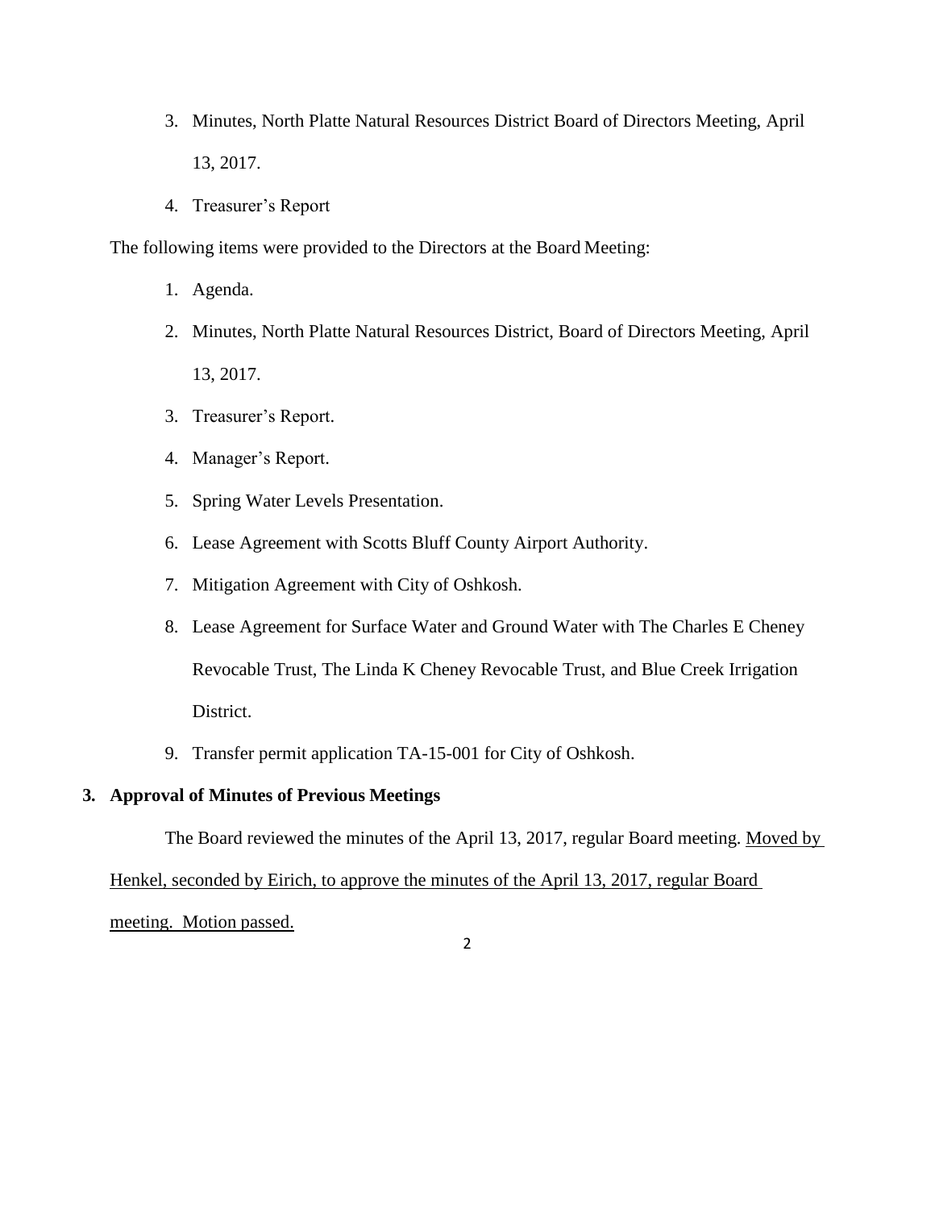3. Minutes, North Platte Natural Resources District Board of Directors Meeting, April 13, 2017.
4. Treasurer's Report

The following items were provided to the Directors at the Board Meeting:

1. Agenda.
2. Minutes, North Platte Natural Resources District, Board of Directors Meeting, April 13, 2017.
3. Treasurer's Report.
4. Manager's Report.
5. Spring Water Levels Presentation.
6. Lease Agreement with Scotts Bluff County Airport Authority.
7. Mitigation Agreement with City of Oshkosh.
8. Lease Agreement for Surface Water and Ground Water with The Charles E Cheney Revocable Trust, The Linda K Cheney Revocable Trust, and Blue Creek Irrigation District.
9. Transfer permit application TA-15-001 for City of Oshkosh.

**3. Approval of Minutes of Previous Meetings**

The Board reviewed the minutes of the April 13, 2017, regular Board meeting. <u>Moved by Henkel, seconded by Eirich, to approve the minutes of the April 13, 2017, regular Board meeting. Motion passed.</u>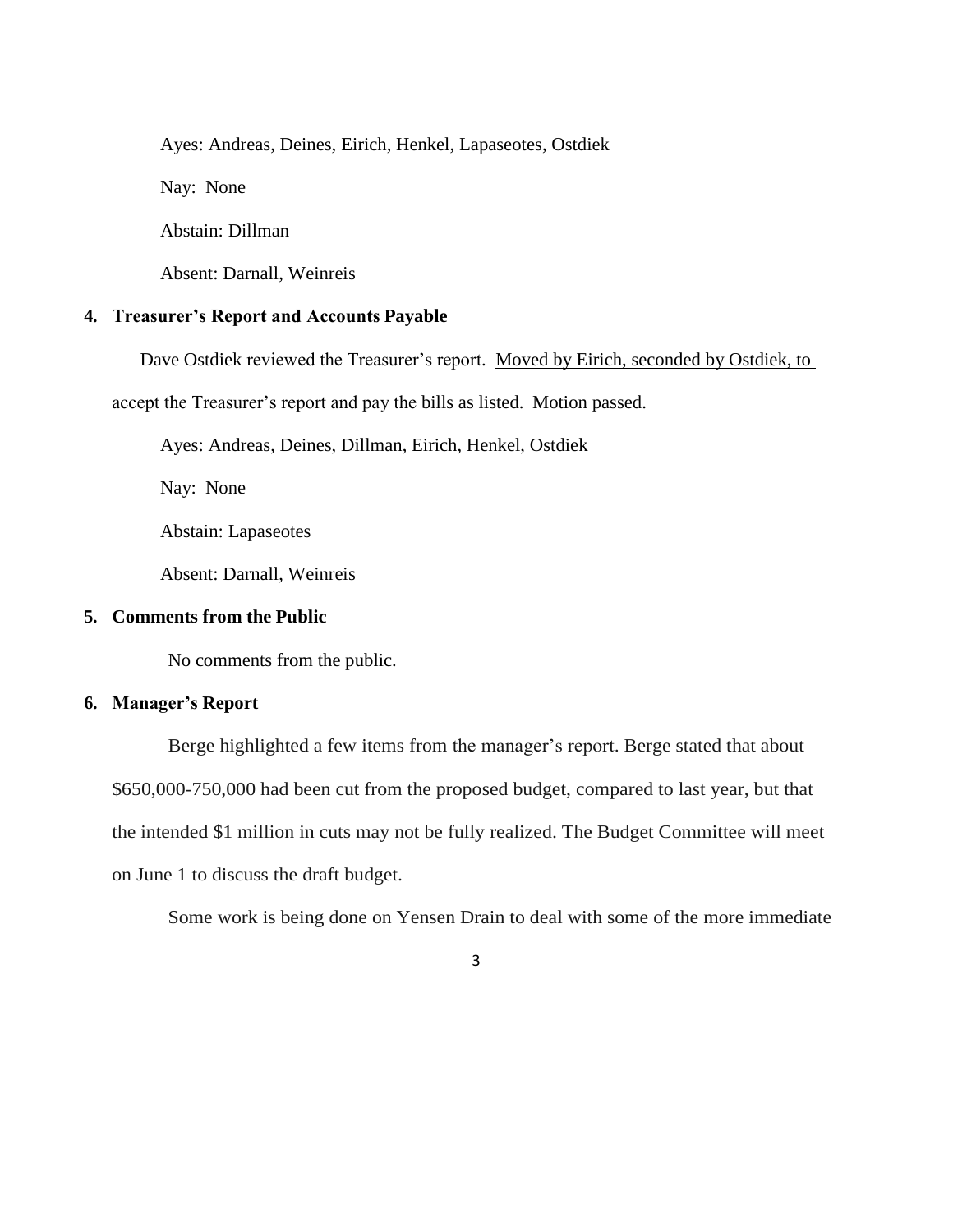Ayes: Andreas, Deines, Eirich, Henkel, Lapaseotes, Ostdiek

Nay: None

Abstain: Dillman

Absent: Darnall, Weinreis

**4. Treasurer's Report and Accounts Payable**

Dave Ostdiek reviewed the Treasurer's report. <u>Moved by Eirich, seconded by Ostdiek, to accept the Treasurer's report and pay the bills as listed. Motion passed.</u>

Ayes: Andreas, Deines, Dillman, Eirich, Henkel, Ostdiek

Nay: None

Abstain: Lapaseotes

Absent: Darnall, Weinreis

**5. Comments from the Public**

No comments from the public.

**6. Manager's Report**

Berge highlighted a few items from the manager's report. Berge stated that about $650,000-750,000 had been cut from the proposed budget, compared to last year, but that the intended $1 million in cuts may not be fully realized. The Budget Committee will meet on June 1 to discuss the draft budget.

Some work is being done on Yensen Drain to deal with some of the more immediate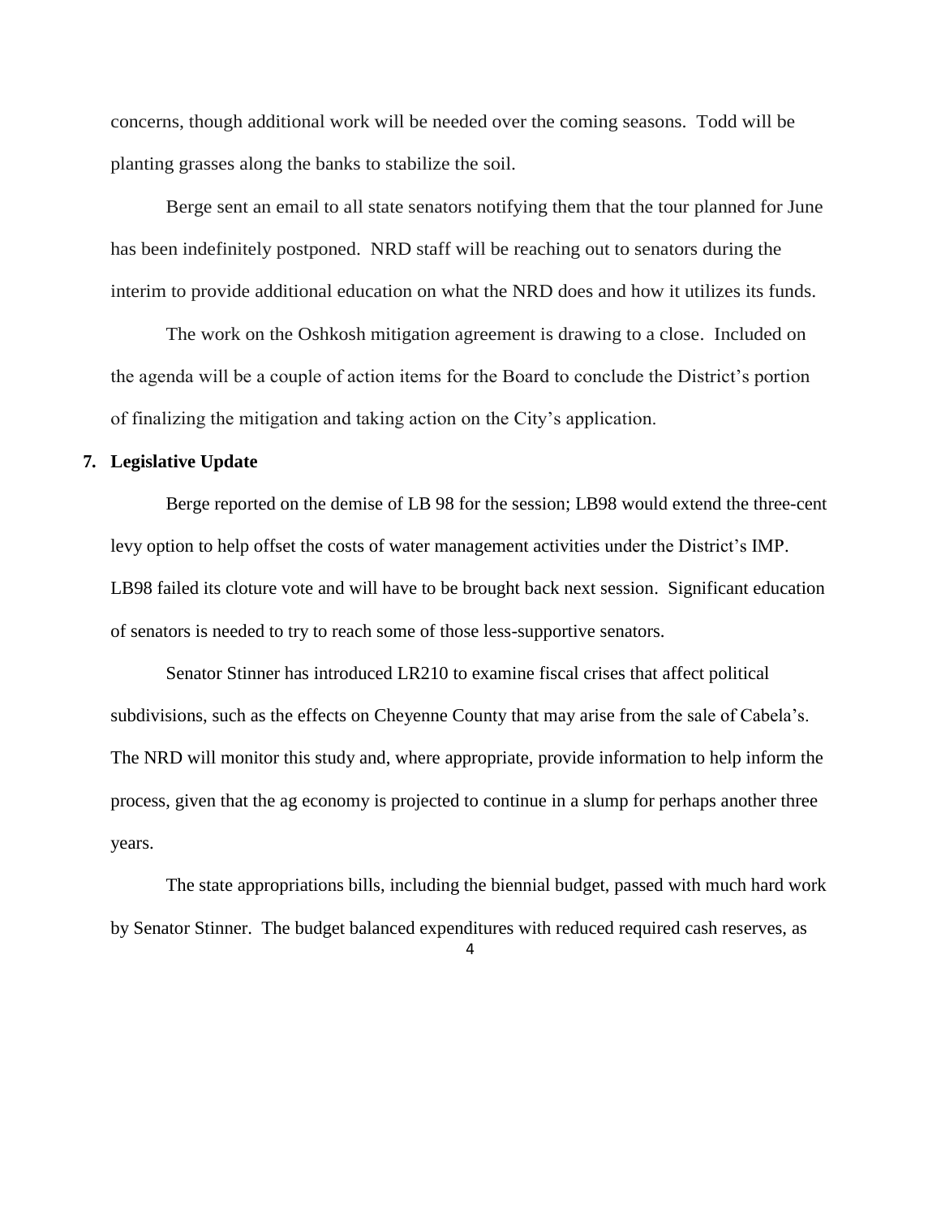concerns, though additional work will be needed over the coming seasons. Todd will be planting grasses along the banks to stabilize the soil.

Berge sent an email to all state senators notifying them that the tour planned for June has been indefinitely postponed. NRD staff will be reaching out to senators during the interim to provide additional education on what the NRD does and how it utilizes its funds.

The work on the Oshkosh mitigation agreement is drawing to a close. Included on the agenda will be a couple of action items for the Board to conclude the District's portion of finalizing the mitigation and taking action on the City's application.

**7. Legislative Update**

Berge reported on the demise of LB 98 for the session; LB98 would extend the three-cent levy option to help offset the costs of water management activities under the District's IMP. LB98 failed its cloture vote and will have to be brought back next session. Significant education of senators is needed to try to reach some of those less-supportive senators.

Senator Stinner has introduced LR210 to examine fiscal crises that affect political subdivisions, such as the effects on Cheyenne County that may arise from the sale of Cabela's. The NRD will monitor this study and, where appropriate, provide information to help inform the process, given that the ag economy is projected to continue in a slump for perhaps another three years.

The state appropriations bills, including the biennial budget, passed with much hard work by Senator Stinner. The budget balanced expenditures with reduced required cash reserves, as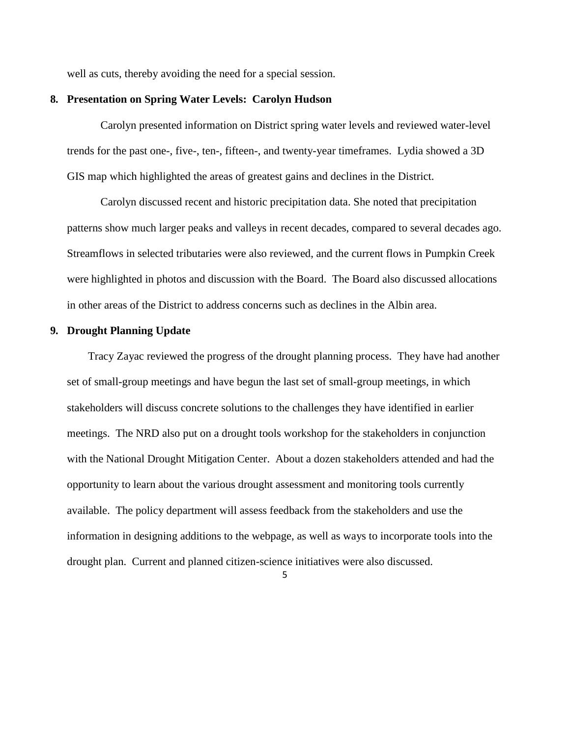well as cuts, thereby avoiding the need for a special session.

**8. Presentation on Spring Water Levels: Carolyn Hudson**

Carolyn presented information on District spring water levels and reviewed water-level trends for the past one-, five-, ten-, fifteen-, and twenty-year timeframes. Lydia showed a 3D GIS map which highlighted the areas of greatest gains and declines in the District.

Carolyn discussed recent and historic precipitation data. She noted that precipitation patterns show much larger peaks and valleys in recent decades, compared to several decades ago. Streamflows in selected tributaries were also reviewed, and the current flows in Pumpkin Creek were highlighted in photos and discussion with the Board. The Board also discussed allocations in other areas of the District to address concerns such as declines in the Albin area.

**9. Drought Planning Update**

Tracy Zayac reviewed the progress of the drought planning process. They have had another set of small-group meetings and have begun the last set of small-group meetings, in which stakeholders will discuss concrete solutions to the challenges they have identified in earlier meetings. The NRD also put on a drought tools workshop for the stakeholders in conjunction with the National Drought Mitigation Center. About a dozen stakeholders attended and had the opportunity to learn about the various drought assessment and monitoring tools currently available. The policy department will assess feedback from the stakeholders and use the information in designing additions to the webpage, as well as ways to incorporate tools into the drought plan. Current and planned citizen-science initiatives were also discussed.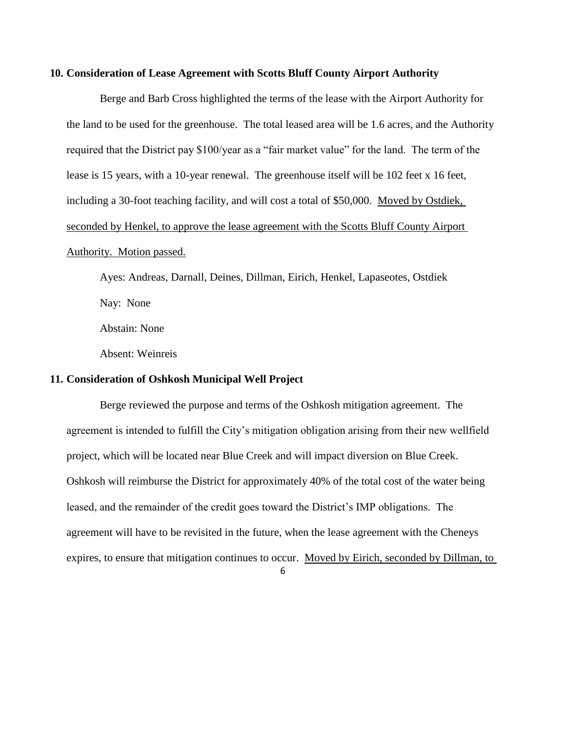**10. Consideration of Lease Agreement with Scotts Bluff County Airport Authority**

Berge and Barb Cross highlighted the terms of the lease with the Airport Authority for the land to be used for the greenhouse. The total leased area will be 1.6 acres, and the Authority required that the District pay $100/year as a "fair market value" for the land. The term of the lease is 15 years, with a 10-year renewal. The greenhouse itself will be 102 feet x 16 feet, including a 30-foot teaching facility, and will cost a total of $50,000. <u>Moved by Ostdiek, seconded by Henkel, to approve the lease agreement with the Scotts Bluff County Airport Authority. Motion passed.</u>

Ayes: Andreas, Darnall, Deines, Dillman, Eirich, Henkel, Lapaseotes, Ostdiek

Nay: None

Abstain: None

Absent: Weinreis

**11. Consideration of Oshkosh Municipal Well Project**

Berge reviewed the purpose and terms of the Oshkosh mitigation agreement. The agreement is intended to fulfill the City's mitigation obligation arising from their new wellfield project, which will be located near Blue Creek and will impact diversion on Blue Creek. Oshkosh will reimburse the District for approximately 40% of the total cost of the water being leased, and the remainder of the credit goes toward the District's IMP obligations. The agreement will have to be revisited in the future, when the lease agreement with the Cheneys expires, to ensure that mitigation continues to occur. <u>Moved by Eirich, seconded by Dillman, to</u>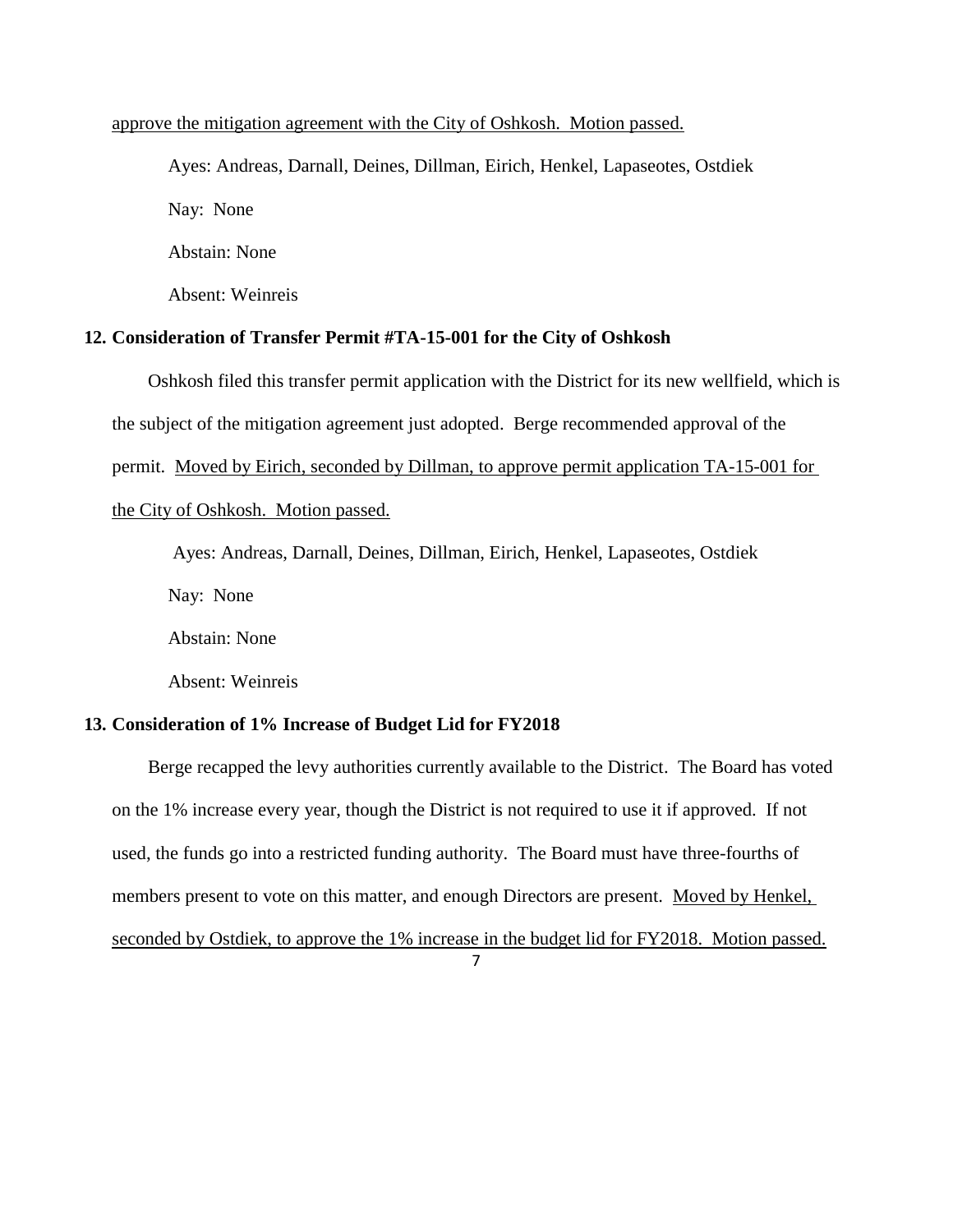approve the mitigation agreement with the City of Oshkosh. Motion passed.

Ayes: Andreas, Darnall, Deines, Dillman, Eirich, Henkel, Lapaseotes, Ostdiek

Nay: None

Abstain: None

Absent: Weinreis

**12. Consideration of Transfer Permit #TA-15-001 for the City of Oshkosh**

Oshkosh filed this transfer permit application with the District for its new wellfield, which is the subject of the mitigation agreement just adopted. Berge recommended approval of the permit. Moved by Eirich, seconded by Dillman, to approve permit application TA-15-001 for the City of Oshkosh. Motion passed.

Ayes: Andreas, Darnall, Deines, Dillman, Eirich, Henkel, Lapaseotes, Ostdiek

Nay: None

Abstain: None

Absent: Weinreis

**13. Consideration of 1% Increase of Budget Lid for FY2018**

Berge recapped the levy authorities currently available to the District. The Board has voted on the 1% increase every year, though the District is not required to use it if approved. If not used, the funds go into a restricted funding authority. The Board must have three-fourths of members present to vote on this matter, and enough Directors are present. Moved by Henkel, seconded by Ostdiek, to approve the 1% increase in the budget lid for FY2018. Motion passed.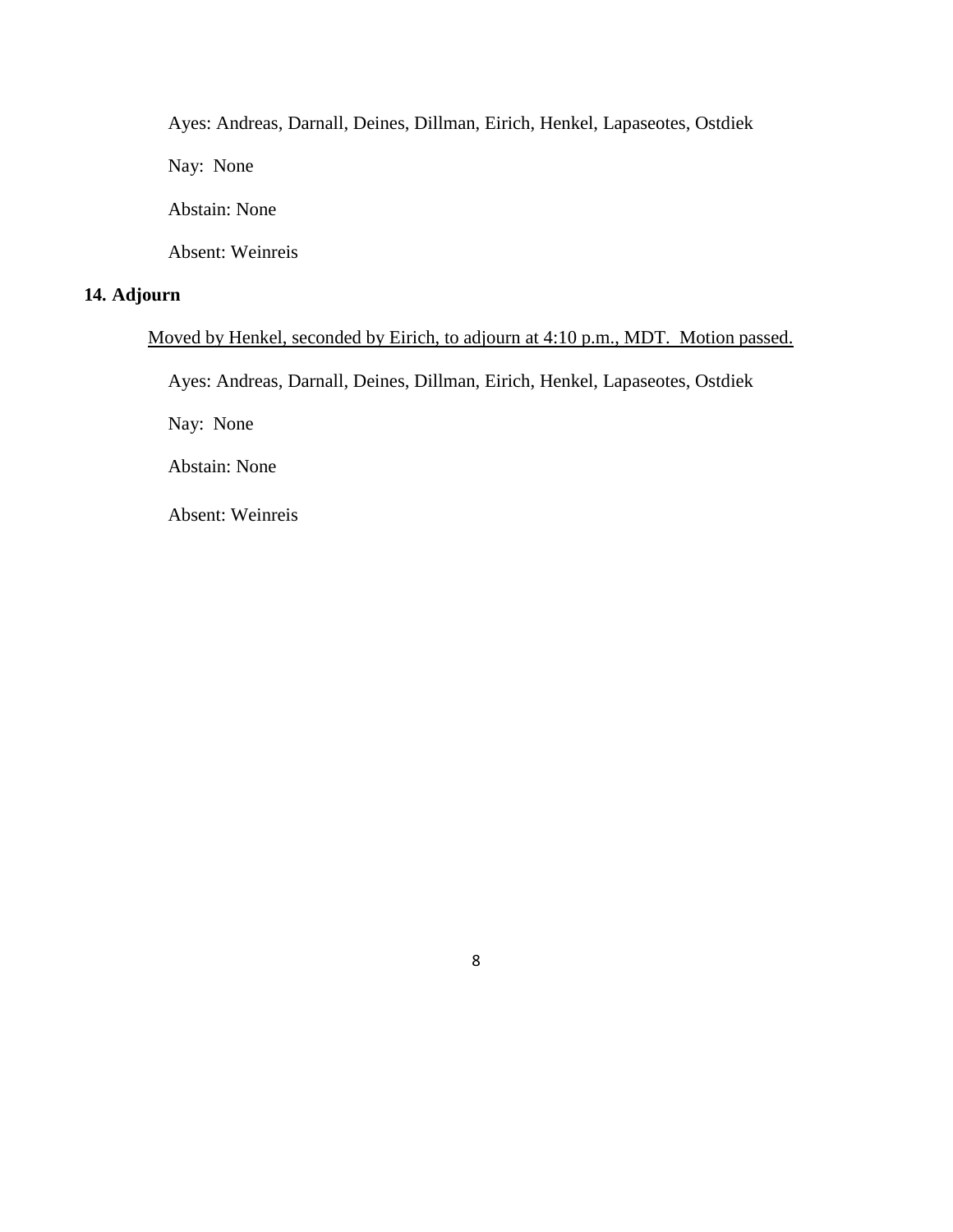Ayes: Andreas, Darnall, Deines, Dillman, Eirich, Henkel, Lapaseotes, Ostdiek

Nay: None

Abstain: None

Absent: Weinreis

**14. Adjourn**

<u>Moved by Henkel, seconded by Eirich, to adjourn at 4:10 p.m., MDT. Motion passed.</u>

Ayes: Andreas, Darnall, Deines, Dillman, Eirich, Henkel, Lapaseotes, Ostdiek

Nay: None

Abstain: None

Absent: Weinreis